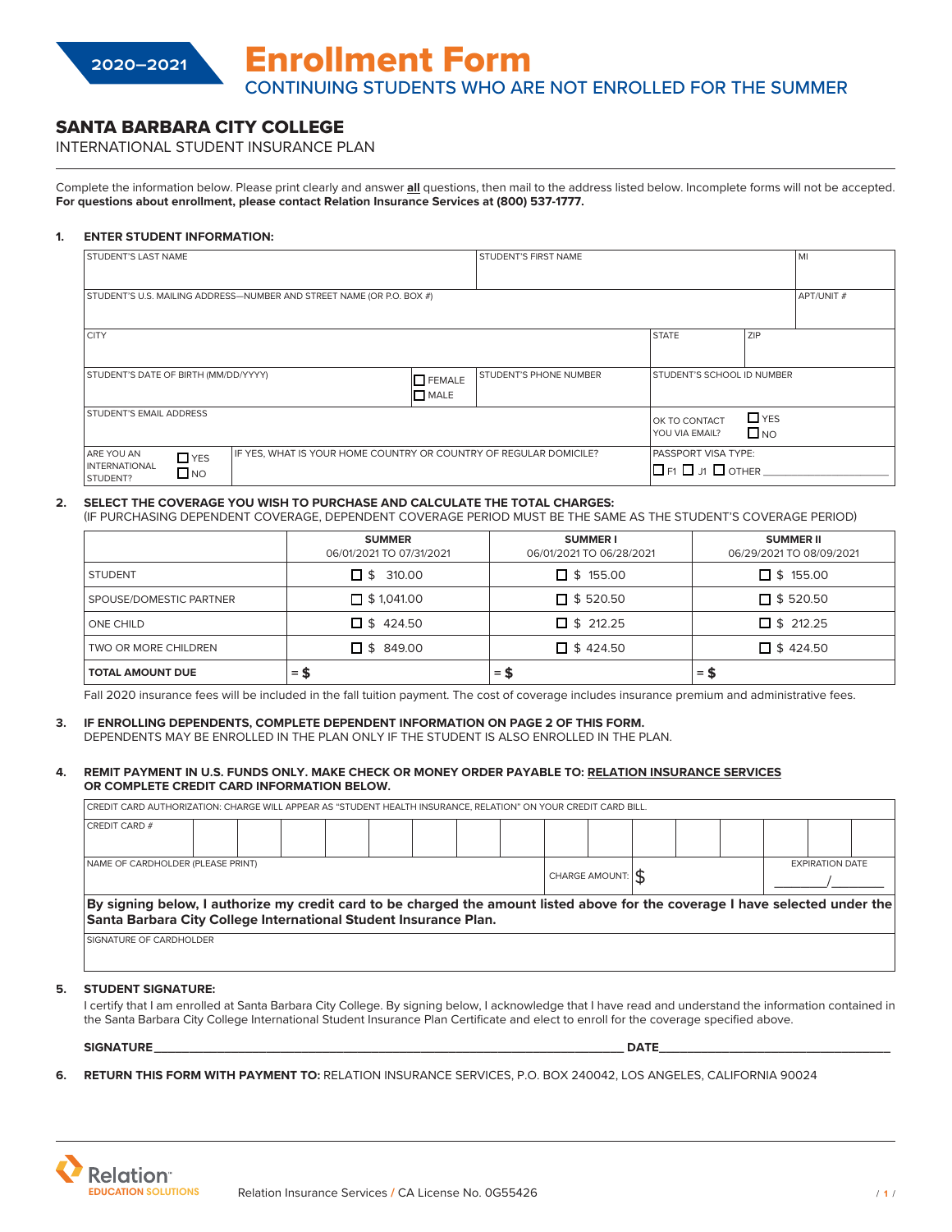2020–2021

# Enrollment Form

## CONTINUING STUDENTS WHO ARE NOT ENROLLED FOR THE SUMMER

## SANTA BARBARA CITY COLLEGE

INTERNATIONAL STUDENT INSURANCE PLAN

Complete the information below. Please print clearly and answer **all** questions, then mail to the address listed below. Incomplete forms will not be accepted.
**For questions about enrollment, please contact Relation Insurance Services at (800) 537-1777.**

**1. ENTER STUDENT INFORMATION:**

| STUDENT'S LAST NAME | | STUDENT'S FIRST NAME | | MI |
|---|---|---|---|---|
| STUDENT'S U.S. MAILING ADDRESS—NUMBER AND STREET NAME (OR P.O. BOX #) | | | | APT/UNIT # |
| CITY | | | STATE | ZIP |
| STUDENT'S DATE OF BIRTH (MM/DD/YYYY) | ☐ FEMALE ☐ MALE | STUDENT'S PHONE NUMBER | STUDENT'S SCHOOL ID NUMBER | |
| STUDENT'S EMAIL ADDRESS | | | OK TO CONTACT YOU VIA EMAIL? ☐ YES ☐ NO | |
| ARE YOU AN INTERNATIONAL STUDENT? ☐ YES ☐ NO | IF YES, WHAT IS YOUR HOME COUNTRY OR COUNTRY OF REGULAR DOMICILE? | | PASSPORT VISA TYPE: ☐ F1 ☐ J1 ☐ OTHER ____ | |

**2. SELECT THE COVERAGE YOU WISH TO PURCHASE AND CALCULATE THE TOTAL CHARGES:**
(IF PURCHASING DEPENDENT COVERAGE, DEPENDENT COVERAGE PERIOD MUST BE THE SAME AS THE STUDENT'S COVERAGE PERIOD)

| | **SUMMER** 06/01/2021 TO 07/31/2021 | **SUMMER I** 06/01/2021 TO 06/28/2021 | **SUMMER II** 06/29/2021 TO 08/09/2021 |
|---|---|---|---|
| STUDENT | ☐ $ 310.00 | ☐ $ 155.00 | ☐ $ 155.00 |
| SPOUSE/DOMESTIC PARTNER | ☐ $ 1,041.00 | ☐ $ 520.50 | ☐ $ 520.50 |
| ONE CHILD | ☐ $ 424.50 | ☐ $ 212.25 | ☐ $ 212.25 |
| TWO OR MORE CHILDREN | ☐ $ 849.00 | ☐ $ 424.50 | ☐ $ 424.50 |
| **TOTAL AMOUNT DUE** | = **$** | = **$** | = **$** |

Fall 2020 insurance fees will be included in the fall tuition payment. The cost of coverage includes insurance premium and administrative fees.

**3. IF ENROLLING DEPENDENTS, COMPLETE DEPENDENT INFORMATION ON PAGE 2 OF THIS FORM.**
DEPENDENTS MAY BE ENROLLED IN THE PLAN ONLY IF THE STUDENT IS ALSO ENROLLED IN THE PLAN.

**4. REMIT PAYMENT IN U.S. FUNDS ONLY. MAKE CHECK OR MONEY ORDER PAYABLE TO: RELATION INSURANCE SERVICES OR COMPLETE CREDIT CARD INFORMATION BELOW.**

| CREDIT CARD AUTHORIZATION: CHARGE WILL APPEAR AS "STUDENT HEALTH INSURANCE, RELATION" ON YOUR CREDIT CARD BILL. | | |
|---|---|---|
| CREDIT CARD # | | |
| NAME OF CARDHOLDER (PLEASE PRINT) | CHARGE AMOUNT: $ | EXPIRATION DATE ____/____ |
| **By signing below, I authorize my credit card to be charged the amount listed above for the coverage I have selected under the Santa Barbara City College International Student Insurance Plan.** | | |
| SIGNATURE OF CARDHOLDER | | |

**5. STUDENT SIGNATURE:**
I certify that I am enrolled at Santa Barbara City College. By signing below, I acknowledge that I have read and understand the information contained in the Santa Barbara City College International Student Insurance Plan Certificate and elect to enroll for the coverage specified above.

**SIGNATURE** ______________________________ **DATE** ______________________

**6. RETURN THIS FORM WITH PAYMENT TO:** RELATION INSURANCE SERVICES, P.O. BOX 240042, LOS ANGELES, CALIFORNIA 90024

Relation EDUCATION SOLUTIONS

Relation Insurance Services / CA License No. 0G55426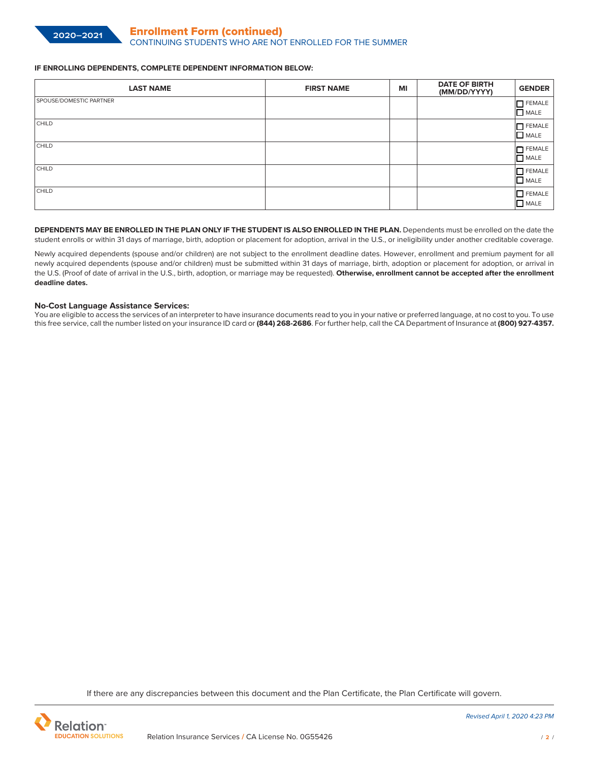## Enrollment Form (continued)

CONTINUING STUDENTS WHO ARE NOT ENROLLED FOR THE SUMMER

**IF ENROLLING DEPENDENTS, COMPLETE DEPENDENT INFORMATION BELOW:**

| LAST NAME | FIRST NAME | MI | DATE OF BIRTH (MM/DD/YYYY) | GENDER |
|---|---|---|---|---|
| SPOUSE/DOMESTIC PARTNER | | | | ☐ FEMALE ☐ MALE |
| CHILD | | | | ☐ FEMALE ☐ MALE |
| CHILD | | | | ☐ FEMALE ☐ MALE |
| CHILD | | | | ☐ FEMALE ☐ MALE |
| CHILD | | | | ☐ FEMALE ☐ MALE |

**DEPENDENTS MAY BE ENROLLED IN THE PLAN ONLY IF THE STUDENT IS ALSO ENROLLED IN THE PLAN.** Dependents must be enrolled on the date the student enrolls or within 31 days of marriage, birth, adoption or placement for adoption, arrival in the U.S., or ineligibility under another creditable coverage.

Newly acquired dependents (spouse and/or children) are not subject to the enrollment deadline dates. However, enrollment and premium payment for all newly acquired dependents (spouse and/or children) must be submitted within 31 days of marriage, birth, adoption or placement for adoption, or arrival in the U.S. (Proof of date of arrival in the U.S., birth, adoption, or marriage may be requested). **Otherwise, enrollment cannot be accepted after the enrollment deadline dates.**

### No-Cost Language Assistance Services:

You are eligible to access the services of an interpreter to have insurance documents read to you in your native or preferred language, at no cost to you. To use this free service, call the number listed on your insurance ID card or **(844) 268-2686**. For further help, call the CA Department of Insurance at **(800) 927-4357.**

If there are any discrepancies between this document and the Plan Certificate, the Plan Certificate will govern.

*Revised April 1, 2020 4:23 PM*

Relation Insurance Services / CA License No. 0G55426